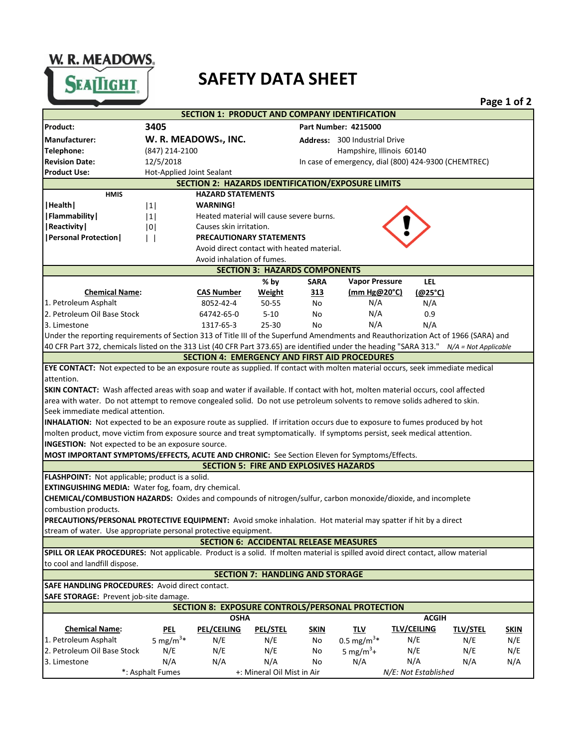W. R. MEADOWS
SEALTIGHT

# SAFETY DATA SHEET

## SECTION 1: PRODUCT AND COMPANY IDENTIFICATION

| | | | |
|---|---|---|---|
| **Product:** | **3405** | **Part Number: 4215000** | |
| **Manufacturer:** | **W. R. MEADOWS®, INC.** | **Address:** | 300 Industrial Drive |
| **Telephone:** | (847) 214-2100 | | Hampshire, Illinois 60140 |
| **Revision Date:** | 12/5/2018 | In case of emergency, dial (800) 424-9300 (CHEMTREC) | |
| **Product Use:** | Hot-Applied Joint Sealant | | |

## SECTION 2: HAZARDS IDENTIFICATION/EXPOSURE LIMITS

| HMIS | | |
|---|---|---|
| **\|Health\|** | \|1\| | |
| **\|Flammability\|** | \|1\| | |
| **\|Reactivity\|** | \|0\| | |
| **\|Personal Protection\|** | \| \| | |

**HAZARD STATEMENTS**

**WARNING!**

Heated material will cause severe burns.

Causes skin irritation.

**PRECAUTIONARY STATEMENTS**

Avoid direct contact with heated material.

Avoid inhalation of fumes.

## SECTION 3: HAZARDS COMPONENTS

| Chemical Name: | CAS Number | % by Weight | SARA 313 | Vapor Pressure (mm Hg@20°C) | LEL (@25°C) |
|---|---|---|---|---|---|
| 1. Petroleum Asphalt | 8052-42-4 | 50-55 | No | N/A | N/A |
| 2. Petroleum Oil Base Stock | 64742-65-0 | 5-10 | No | N/A | 0.9 |
| 3. Limestone | 1317-65-3 | 25-30 | No | N/A | N/A |

Under the reporting requirements of Section 313 of Title III of the Superfund Amendments and Reauthorization Act of 1966 (SARA) and 40 CFR Part 372, chemicals listed on the 313 List (40 CFR Part 373.65) are identified under the heading "SARA 313." *N/A = Not Applicable*

## SECTION 4: EMERGENCY AND FIRST AID PROCEDURES

**EYE CONTACT:** Not expected to be an exposure route as supplied. If contact with molten material occurs, seek immediate medical attention.

**SKIN CONTACT:** Wash affected areas with soap and water if available. If contact with hot, molten material occurs, cool affected area with water. Do not attempt to remove congealed solid. Do not use petroleum solvents to remove solids adhered to skin. Seek immediate medical attention.

**INHALATION:** Not expected to be an exposure route as supplied. If irritation occurs due to exposure to fumes produced by hot molten product, move victim from exposure source and treat symptomatically. If symptoms persist, seek medical attention.

**INGESTION:** Not expected to be an exposure source.

**MOST IMPORTANT SYMPTOMS/EFFECTS, ACUTE AND CHRONIC:** See Section Eleven for Symptoms/Effects.

## SECTION 5: FIRE AND EXPLOSIVES HAZARDS

**FLASHPOINT:** Not applicable; product is a solid.

**EXTINGUISHING MEDIA:** Water fog, foam, dry chemical.

**CHEMICAL/COMBUSTION HAZARDS:** Oxides and compounds of nitrogen/sulfur, carbon monoxide/dioxide, and incomplete combustion products.

**PRECAUTIONS/PERSONAL PROTECTIVE EQUIPMENT:** Avoid smoke inhalation. Hot material may spatter if hit by a direct stream of water. Use appropriate personal protective equipment.

## SECTION 6: ACCIDENTAL RELEASE MEASURES

**SPILL OR LEAK PROCEDURES:** Not applicable. Product is a solid. If molten material is spilled avoid direct contact, allow material to cool and landfill dispose.

## SECTION 7: HANDLING AND STORAGE

**SAFE HANDLING PROCEDURES:** Avoid direct contact.

**SAFE STORAGE:** Prevent job-site damage.

## SECTION 8: EXPOSURE CONTROLS/PERSONAL PROTECTION

| | OSHA | | | | ACGIH | | | |
|---|---|---|---|---|---|---|---|---|
| **Chemical Name:** | **PEL** | **PEL/CEILING** | **PEL/STEL** | **SKIN** | **TLV** | **TLV/CEILING** | **TLV/STEL** | **SKIN** |
| 1. Petroleum Asphalt | 5 $mg/m^3$* | N/E | N/E | No | 0.5 $mg/m^3$* | N/E | N/E | N/E |
| 2. Petroleum Oil Base Stock | N/E | N/E | N/E | No | 5 $mg/m^3$+ | N/E | N/E | N/E |
| 3. Limestone | N/A | N/A | N/A | No | N/A | N/A | N/A | N/A |

*: Asphalt Fumes   +: Mineral Oil Mist in Air   *N/E: Not Established*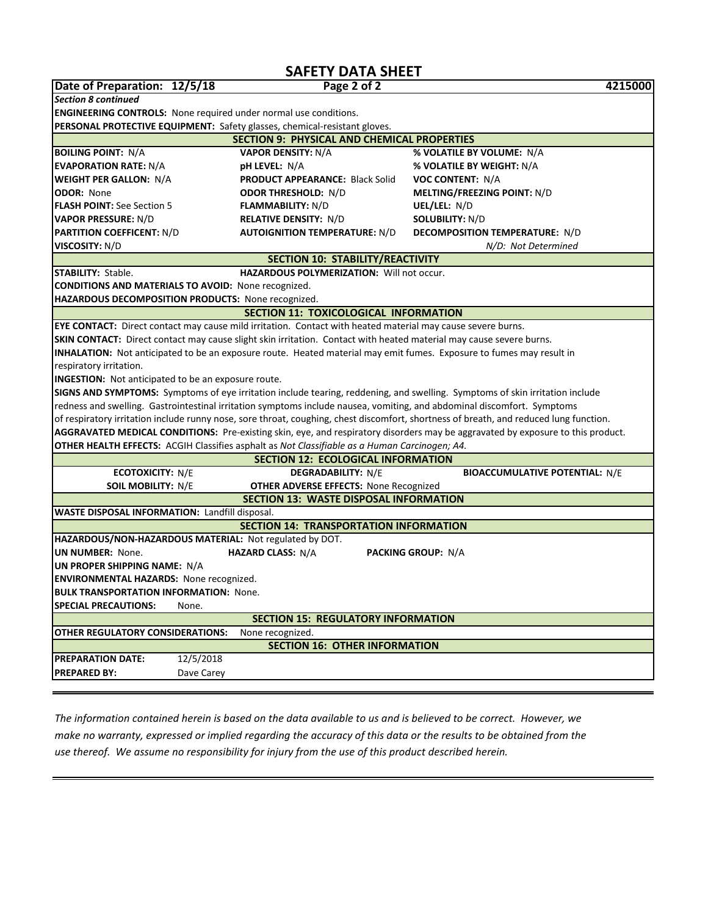# SAFETY DATA SHEET

**Date of Preparation: 12/5/18** | **4215000**

*Section 8 continued*

**ENGINEERING CONTROLS:** None required under normal use conditions.

**PERSONAL PROTECTIVE EQUIPMENT:** Safety glasses, chemical-resistant gloves.

## SECTION 9: PHYSICAL AND CHEMICAL PROPERTIES

| | | |
|---|---|---|
| **BOILING POINT:** N/A | **VAPOR DENSITY:** N/A | **% VOLATILE BY VOLUME:** N/A |
| **EVAPORATION RATE:** N/A | **pH LEVEL:** N/A | **% VOLATILE BY WEIGHT:** N/A |
| **WEIGHT PER GALLON:** N/A | **PRODUCT APPEARANCE:** Black Solid | **VOC CONTENT:** N/A |
| **ODOR:** None | **ODOR THRESHOLD:** N/D | **MELTING/FREEZING POINT:** N/D |
| **FLASH POINT:** See Section 5 | **FLAMMABILITY:** N/D | **UEL/LEL:** N/D |
| **VAPOR PRESSURE:** N/D | **RELATIVE DENSITY:** N/D | **SOLUBILITY:** N/D |
| **PARTITION COEFFICENT:** N/D | **AUTOIGNITION TEMPERATURE:** N/D | **DECOMPOSITION TEMPERATURE:** N/D |
| **VISCOSITY:** N/D | | *N/D: Not Determined* |

## SECTION 10: STABILITY/REACTIVITY

**STABILITY:** Stable. **HAZARDOUS POLYMERIZATION:** Will not occur.

**CONDITIONS AND MATERIALS TO AVOID:** None recognized.

**HAZARDOUS DECOMPOSITION PRODUCTS:** None recognized.

## SECTION 11: TOXICOLOGICAL INFORMATION

**EYE CONTACT:** Direct contact may cause mild irritation. Contact with heated material may cause severe burns.

**SKIN CONTACT:** Direct contact may cause slight skin irritation. Contact with heated material may cause severe burns.

**INHALATION:** Not anticipated to be an exposure route. Heated material may emit fumes. Exposure to fumes may result in respiratory irritation.

**INGESTION:** Not anticipated to be an exposure route.

**SIGNS AND SYMPTOMS:** Symptoms of eye irritation include tearing, reddening, and swelling. Symptoms of skin irritation include redness and swelling. Gastrointestinal irritation symptoms include nausea, vomiting, and abdominal discomfort. Symptoms of respiratory irritation include runny nose, sore throat, coughing, chest discomfort, shortness of breath, and reduced lung function.

**AGGRAVATED MEDICAL CONDITIONS:** Pre-existing skin, eye, and respiratory disorders may be aggravated by exposure to this product.

**OTHER HEALTH EFFECTS:** ACGIH Classifies asphalt as *Not Classifiable as a Human Carcinogen; A4.*

## SECTION 12: ECOLOGICAL INFORMATION

| | | |
|---|---|---|
| **ECOTOXICITY:** N/E | **DEGRADABILITY:** N/E | **BIOACCUMULATIVE POTENTIAL:** N/E |
| **SOIL MOBILITY:** N/E | **OTHER ADVERSE EFFECTS:** None Recognized | |

## SECTION 13: WASTE DISPOSAL INFORMATION

**WASTE DISPOSAL INFORMATION:** Landfill disposal.

## SECTION 14: TRANSPORTATION INFORMATION

**HAZARDOUS/NON-HAZARDOUS MATERIAL:** Not regulated by DOT.

**UN NUMBER:** None. **HAZARD CLASS:** N/A **PACKING GROUP:** N/A

**UN PROPER SHIPPING NAME:** N/A

**ENVIRONMENTAL HAZARDS:** None recognized.

**BULK TRANSPORTATION INFORMATION:** None.

**SPECIAL PRECAUTIONS:** None.

## SECTION 15: REGULATORY INFORMATION

**OTHER REGULATORY CONSIDERATIONS:** None recognized.

## SECTION 16: OTHER INFORMATION

**PREPARATION DATE:** 12/5/2018

**PREPARED BY:** Dave Carey

---

*The information contained herein is based on the data available to us and is believed to be correct. However, we make no warranty, expressed or implied regarding the accuracy of this data or the results to be obtained from the use thereof. We assume no responsibility for injury from the use of this product described herein.*